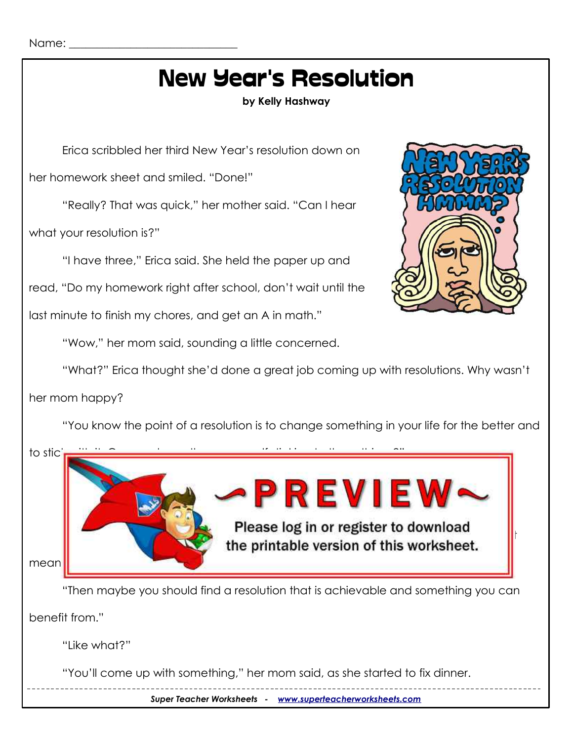Name: ______________________________

# New Year's Resolution

**by Kelly Hashway**

Erica scribbled her third New Year's resolution down on her homework sheet and smiled. "Done!"

"Really? That was quick," her mother said. "Can I hear what your resolution is?"

"I have three," Erica said. She held the paper up and read, "Do my homework right after school, don't wait until the last minute to finish my chores, and get an A in math."

"Wow," her mom said, sounding a little concerned.

"What?" Erica thought she'd done a great job coming up with resolutions. Why wasn't her mom happy?

"You know the point of a resolution is to change something in your life for the better and to stic

mean

"Then maybe you should find a resolution that is achievable and something you can benefit from."

"Like what?"

"You'll come up with something," her mom said, as she started to fix dinner.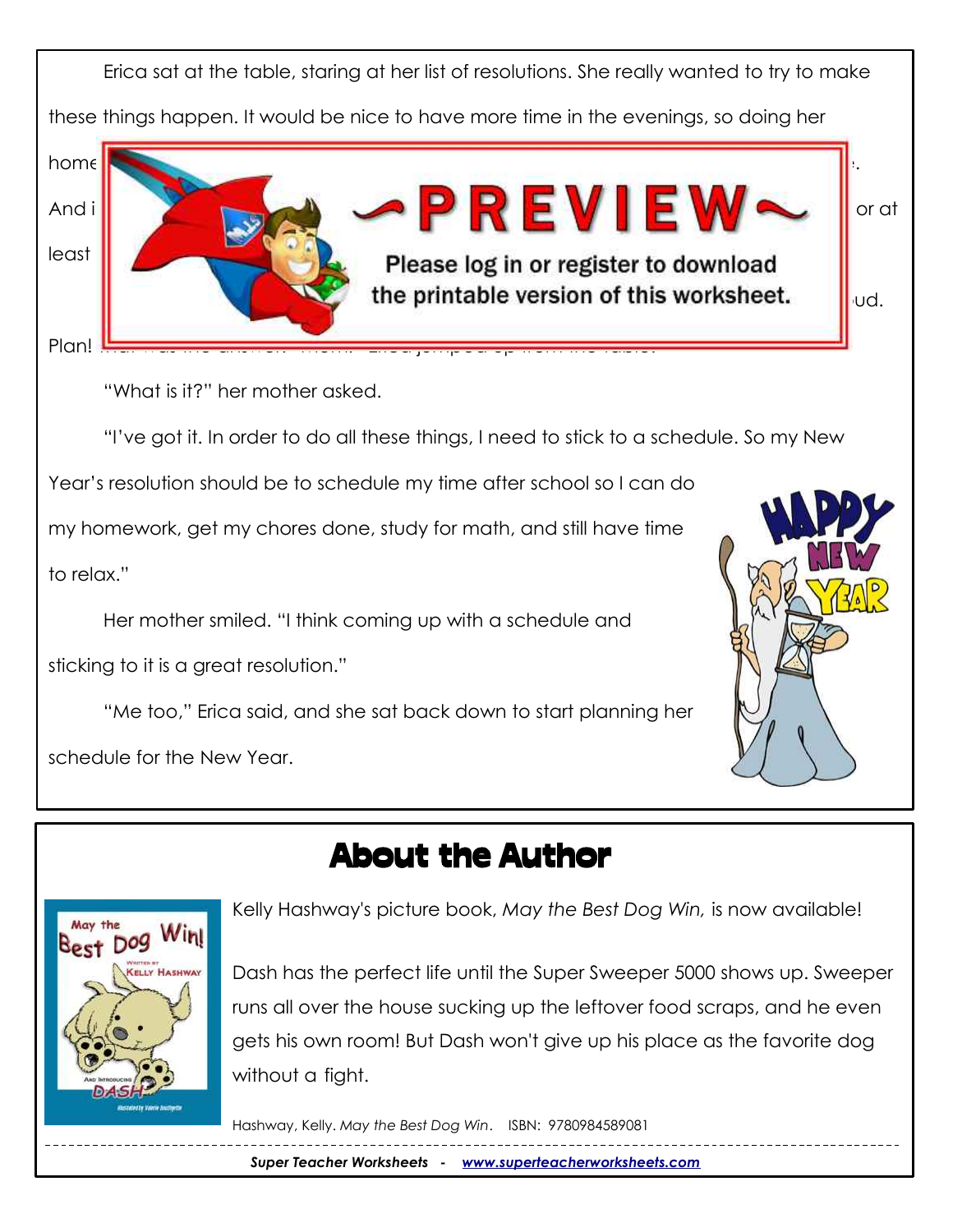Erica sat at the table, staring at her list of resolutions. She really wanted to try to make these things happen. It would be nice to have more time in the evenings, so doing her

home ... .

And i ... or at

least ... ud.

Plan! ...

"What is it?" her mother asked.

"I've got it. In order to do all these things, I need to stick to a schedule. So my New Year's resolution should be to schedule my time after school so I can do my homework, get my chores done, study for math, and still have time to relax."

Her mother smiled. "I think coming up with a schedule and sticking to it is a great resolution."

"Me too," Erica said, and she sat back down to start planning her schedule for the New Year.

## About the Author

Kelly Hashway's picture book, *May the Best Dog Win,* is now available!

Dash has the perfect life until the Super Sweeper 5000 shows up. Sweeper runs all over the house sucking up the leftover food scraps, and he even gets his own room! But Dash won't give up his place as the favorite dog without a fight.

Hashway, Kelly. *May the Best Dog Win*. ISBN: 9780984589081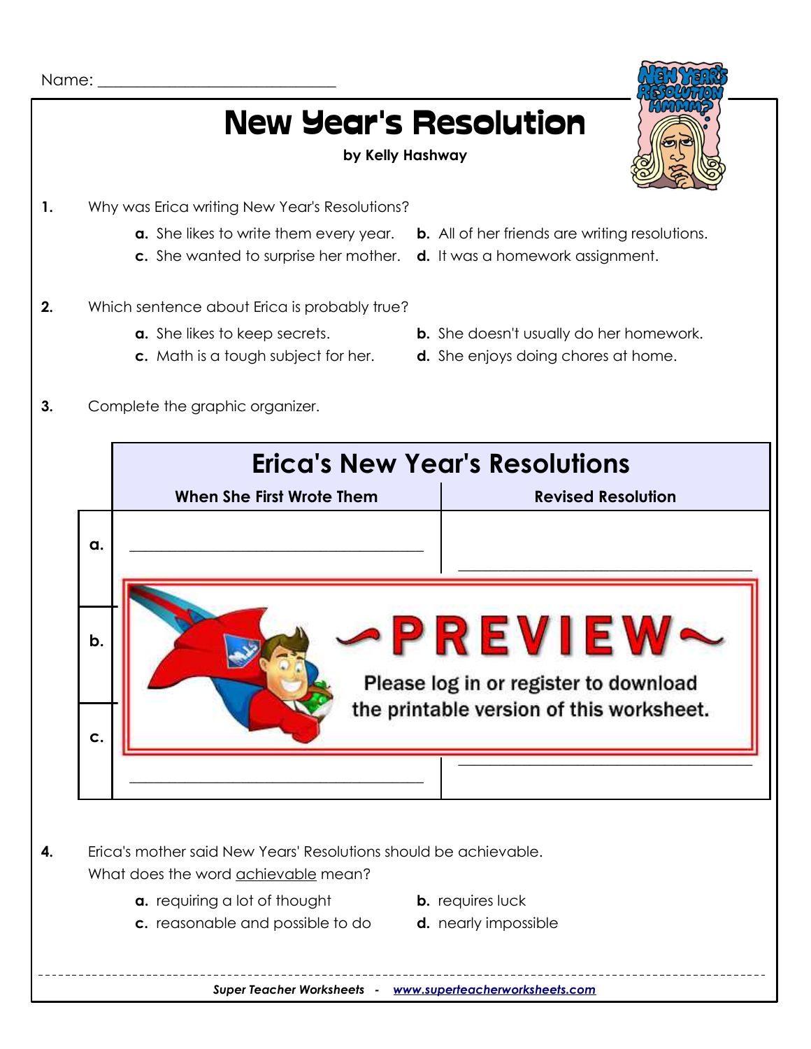Name: ___________________________

# New Year's Resolution

**by Kelly Hashway**

**1.** Why was Erica writing New Year's Resolutions?

- **a.** She likes to write them every year.
- **b.** All of her friends are writing resolutions.
- **c.** She wanted to surprise her mother.
- **d.** It was a homework assignment.

**2.** Which sentence about Erica is probably true?

- **a.** She likes to keep secrets.
- **b.** She doesn't usually do her homework.
- **c.** Math is a tough subject for her.
- **d.** She enjoys doing chores at home.

**3.** Complete the graphic organizer.

## Erica's New Year's Resolutions

| | When She First Wrote Them | Revised Resolution |
|---|---|---|
| a. | ____________________ | ____________________ |
| b. | | |
| c. | ____________________ | ____________________ |

~PREVIEW~

Please log in or register to download the printable version of this worksheet.

**4.** Erica's mother said New Years' Resolutions should be achievable.
What does the word achievable mean?

- **a.** requiring a lot of thought
- **b.** requires luck
- **c.** reasonable and possible to do
- **d.** nearly impossible

*Super Teacher Worksheets - www.superteacherworksheets.com*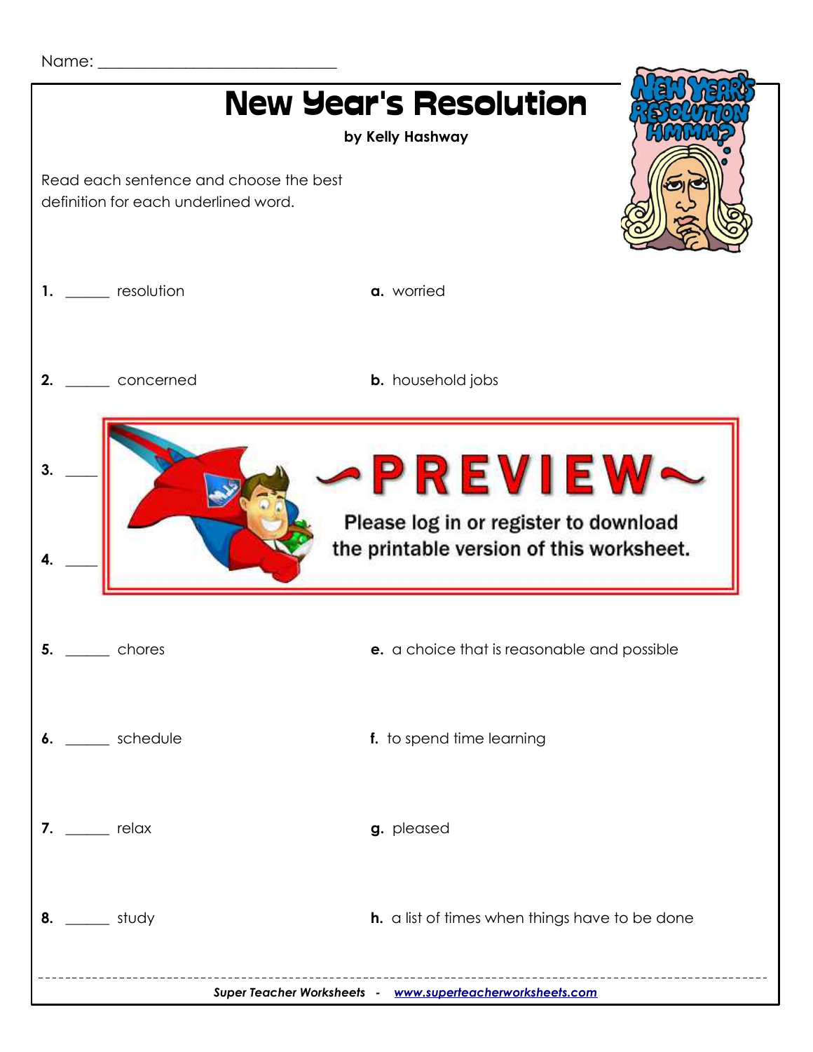Name: ______________________________

# New Year's Resolution

**by Kelly Hashway**

Read each sentence and choose the best definition for each underlined word.

**1.** ______ resolution

**a.** worried

**2.** ______ concerned

**b.** household jobs

**3.** ____

**4.** ____

**~PREVIEW~**

**Please log in or register to download the printable version of this worksheet.**

**5.** ______ chores

**e.** a choice that is reasonable and possible

**6.** ______ schedule

**f.** to spend time learning

**7.** ______ relax

**g.** pleased

**8.** ______ study

**h.** a list of times when things have to be done

***Super Teacher Worksheets - www.superteacherworksheets.com***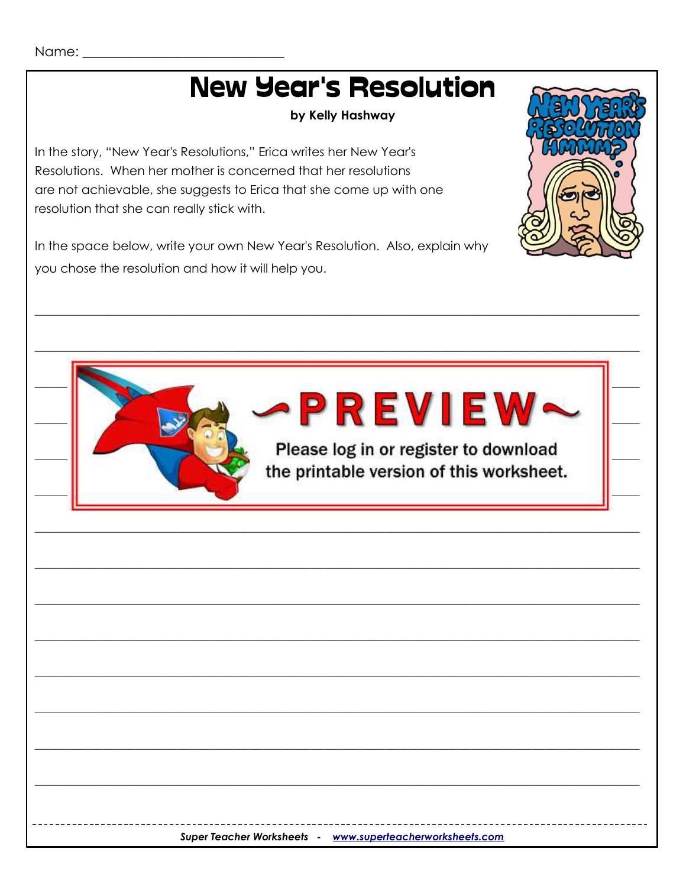Name: ___________________________

# New Year's Resolution

**by Kelly Hashway**

In the story, "New Year's Resolutions," Erica writes her New Year's Resolutions. When her mother is concerned that her resolutions are not achievable, she suggests to Erica that she come up with one resolution that she can really stick with.

In the space below, write your own New Year's Resolution. Also, explain why you chose the resolution and how it will help you.

___________________________________________________________________________

___________________________________________________________________________

~PREVIEW~

Please log in or register to download the printable version of this worksheet.

___________________________________________________________________________

___________________________________________________________________________

___________________________________________________________________________

___________________________________________________________________________

___________________________________________________________________________

___________________________________________________________________________

___________________________________________________________________________

___________________________________________________________________________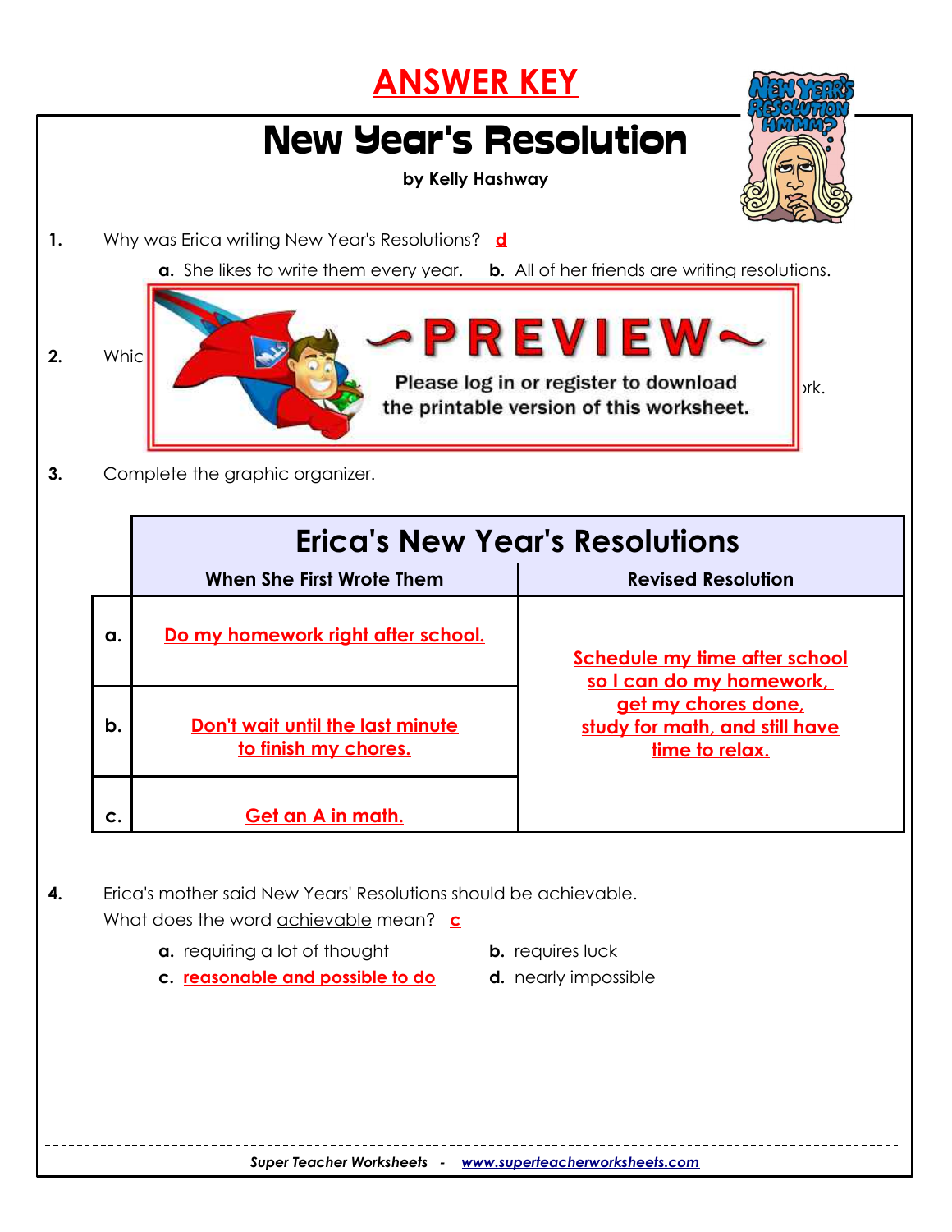# ANSWER KEY

## New Year's Resolution

**by Kelly Hashway**

1. Why was Erica writing New Year's Resolutions? **d**

   **a.** She likes to write them every year. **b.** All of her friends are writing resolutions.

~PREVIEW~
Please log in or register to download the printable version of this worksheet.

2. Whic ... rk.

3. Complete the graphic organizer.

| | Erica's New Year's Resolutions | |
|---|---|---|
| | **When She First Wrote Them** | **Revised Resolution** |
| **a.** | Do my homework right after school. | Schedule my time after school so I can do my homework, get my chores done, study for math, and still have time to relax. |
| **b.** | Don't wait until the last minute to finish my chores. | |
| **c.** | Get an A in math. | |

4. Erica's mother said New Years' Resolutions should be achievable. What does the word achievable mean? **c**

   **a.** requiring a lot of thought
   **b.** requires luck
   **c.** reasonable and possible to do
   **d.** nearly impossible

*Super Teacher Worksheets - www.superteacherworksheets.com*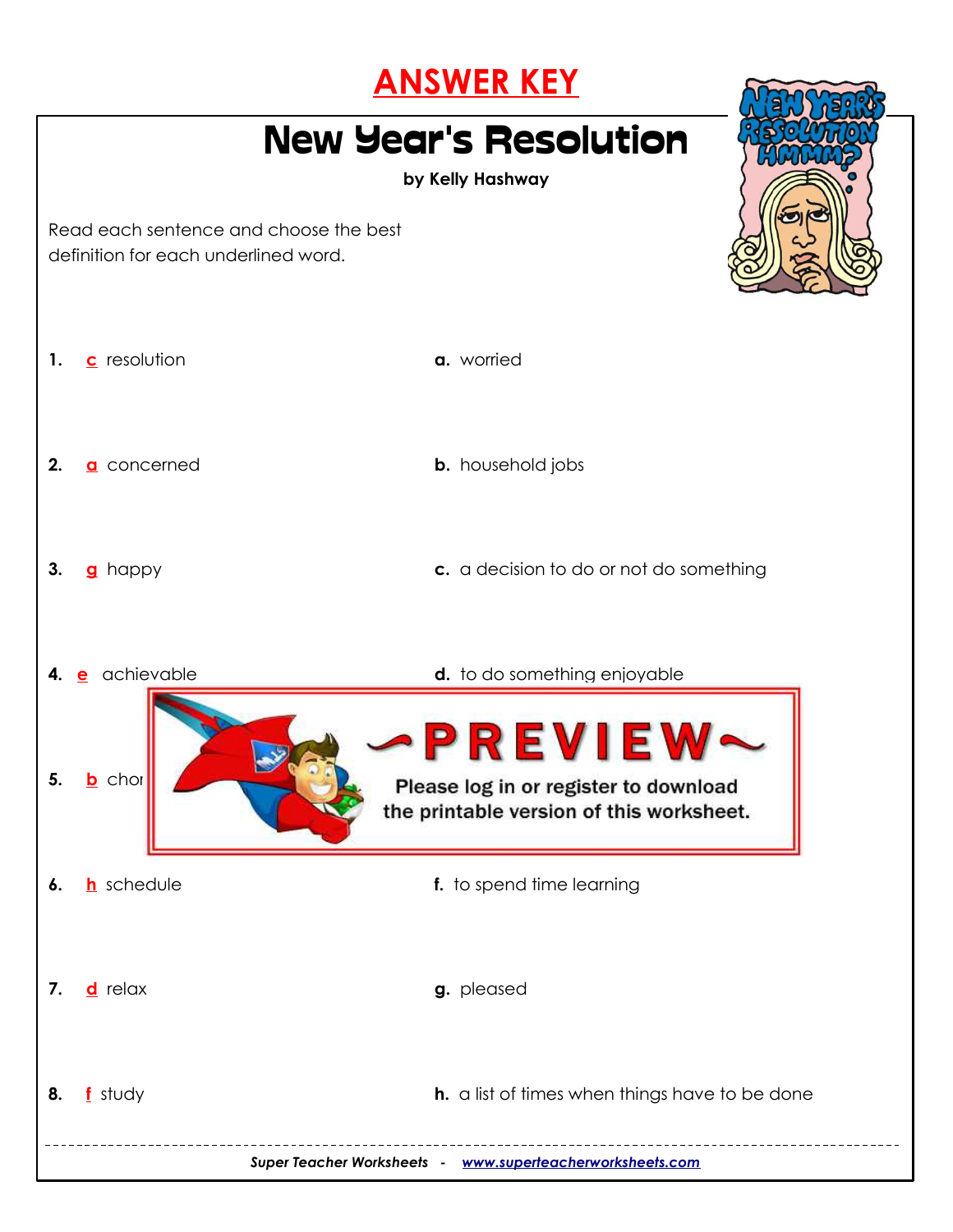**ANSWER KEY**

# New Year's Resolution

**by Kelly Hashway**

Read each sentence and choose the best definition for each underlined word.

**1.** c resolution

**2.** a concerned

**3.** g happy

**4.** e achievable

**5.** b chor

**6.** h schedule

**7.** d relax

**8.** f study

**a.** worried

**b.** household jobs

**c.** a decision to do or not do something

**d.** to do something enjoyable

**f.** to spend time learning

**g.** pleased

**h.** a list of times when things have to be done

~PREVIEW~

Please log in or register to download the printable version of this worksheet.

*Super Teacher Worksheets - www.superteacherworksheets.com*